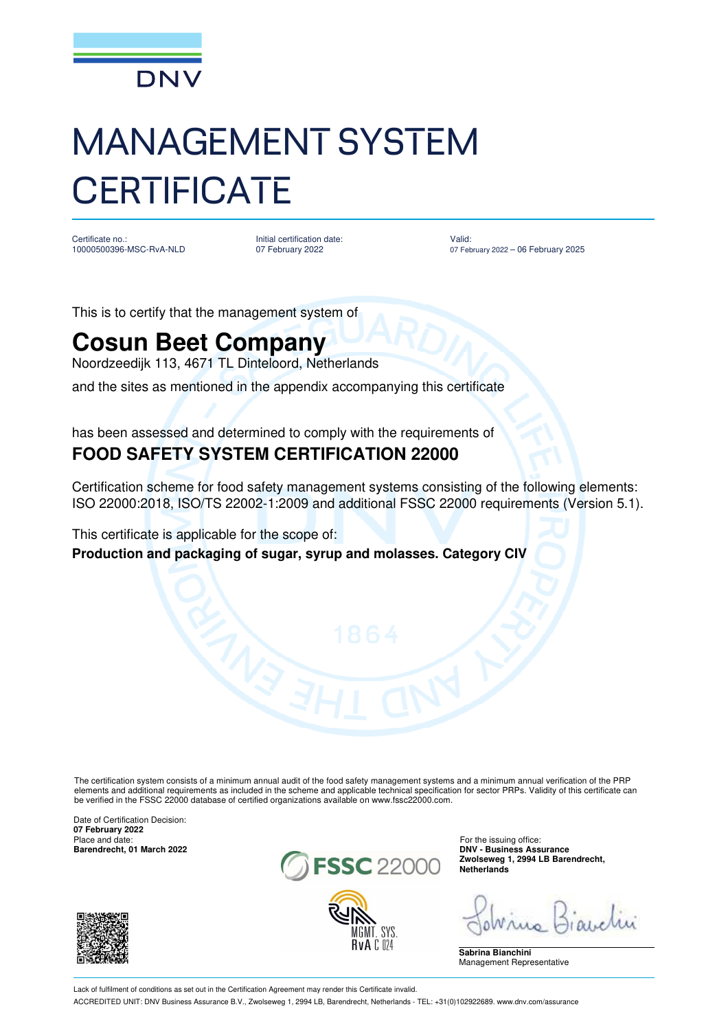DNV

# MANAGEMENT SYSTEM CERTIFICATE

| Certificate no.: | Initial certification date: | Valid: |
|---|---|---|
| 10000500396-MSC-RvA-NLD | 07 February 2022 | 07 February 2022 – 06 February 2025 |

This is to certify that the management system of

## Cosun Beet Company

Noordzeedijk 113, 4671 TL Dinteloord, Netherlands

and the sites as mentioned in the appendix accompanying this certificate

has been assessed and determined to comply with the requirements of

### FOOD SAFETY SYSTEM CERTIFICATION 22000

Certification scheme for food safety management systems consisting of the following elements: ISO 22000:2018, ISO/TS 22002-1:2009 and additional FSSC 22000 requirements (Version 5.1).

This certificate is applicable for the scope of:

**Production and packaging of sugar, syrup and molasses. Category CIV**

The certification system consists of a minimum annual audit of the food safety management systems and a minimum annual verification of the PRP elements and additional requirements as included in the scheme and applicable technical specification for sector PRPs. Validity of this certificate can be verified in the FSSC 22000 database of certified organizations available on www.fssc22000.com.

Date of Certification Decision:
**07 February 2022**
Place and date:
**Barendrecht, 01 March 2022**

FSSC 22000

MGMT. SYS.
RvA C 024

For the issuing office:
**DNV - Business Assurance**
**Zwolseweg 1, 2994 LB Barendrecht, Netherlands**

**Sabrina Bianchini**
Management Representative

Lack of fulfilment of conditions as set out in the Certification Agreement may render this Certificate invalid.

ACCREDITED UNIT: DNV Business Assurance B.V., Zwolseweg 1, 2994 LB, Barendrecht, Netherlands - TEL: +31(0)102922689. www.dnv.com/assurance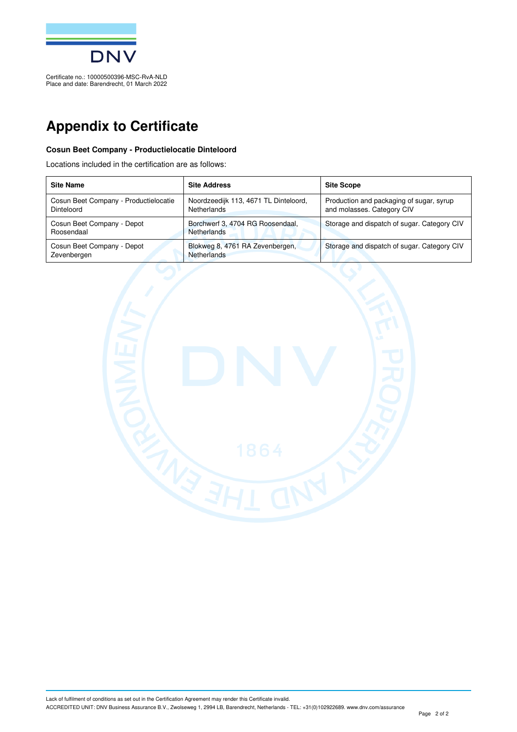Certificate no.: 10000500396-MSC-RvA-NLD
Place and date: Barendrecht, 01 March 2022

# Appendix to Certificate

**Cosun Beet Company - Productielocatie Dinteloord**

Locations included in the certification are as follows:

| Site Name | Site Address | Site Scope |
|---|---|---|
| Cosun Beet Company - Productielocatie Dinteloord | Noordzeedijk 113, 4671 TL Dinteloord, Netherlands | Production and packaging of sugar, syrup and molasses. Category CIV |
| Cosun Beet Company - Depot Roosendaal | Borchwerf 3, 4704 RG Roosendaal, Netherlands | Storage and dispatch of sugar. Category CIV |
| Cosun Beet Company - Depot Zevenbergen | Blokweg 8, 4761 RA Zevenbergen, Netherlands | Storage and dispatch of sugar. Category CIV |

Lack of fulfilment of conditions as set out in the Certification Agreement may render this Certificate invalid.
ACCREDITED UNIT: DNV Business Assurance B.V., Zwolseweg 1, 2994 LB, Barendrecht, Netherlands - TEL: +31(0)102922689. www.dnv.com/assurance